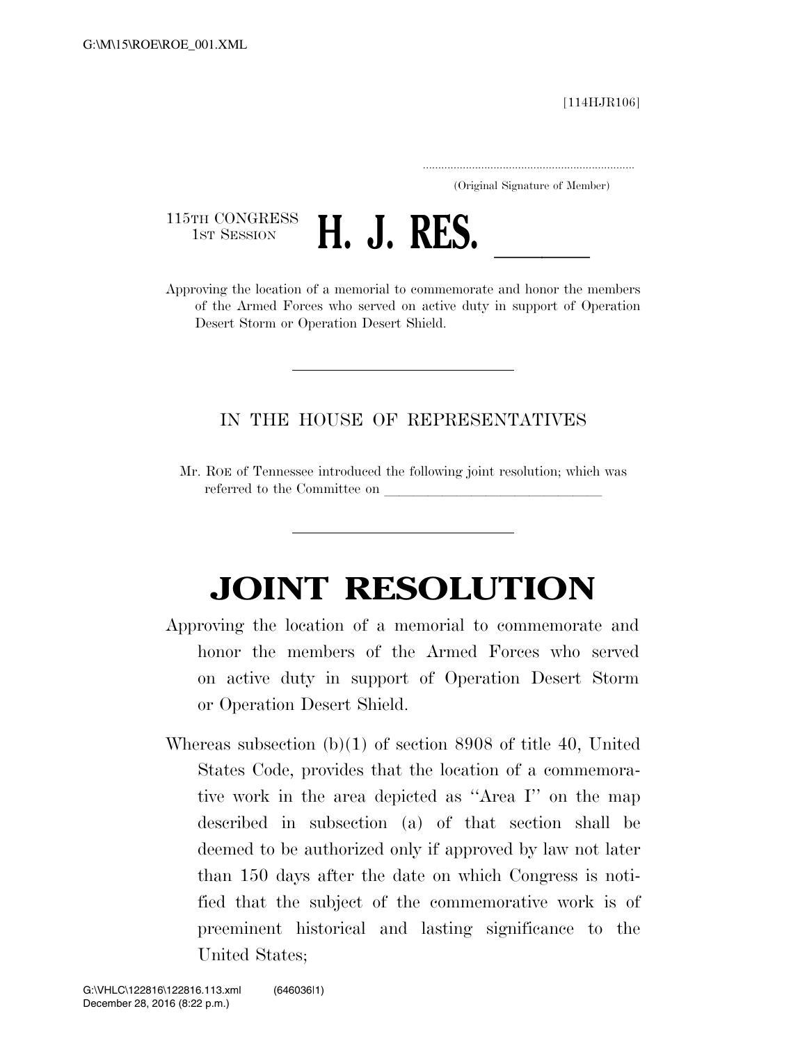[114HJR106]

.....................................................................
(Original Signature of Member)

115TH CONGRESS
1ST SESSION

# H. J. RES. ______

Approving the location of a memorial to commemorate and honor the members of the Armed Forces who served on active duty in support of Operation Desert Storm or Operation Desert Shield.

---

IN THE HOUSE OF REPRESENTATIVES

Mr. ROE of Tennessee introduced the following joint resolution; which was referred to the Committee on ______________________________

---

# JOINT RESOLUTION

Approving the location of a memorial to commemorate and honor the members of the Armed Forces who served on active duty in support of Operation Desert Storm or Operation Desert Shield.

Whereas subsection (b)(1) of section 8908 of title 40, United States Code, provides that the location of a commemorative work in the area depicted as ''Area I'' on the map described in subsection (a) of that section shall be deemed to be authorized only if approved by law not later than 150 days after the date on which Congress is notified that the subject of the commemorative work is of preeminent historical and lasting significance to the United States;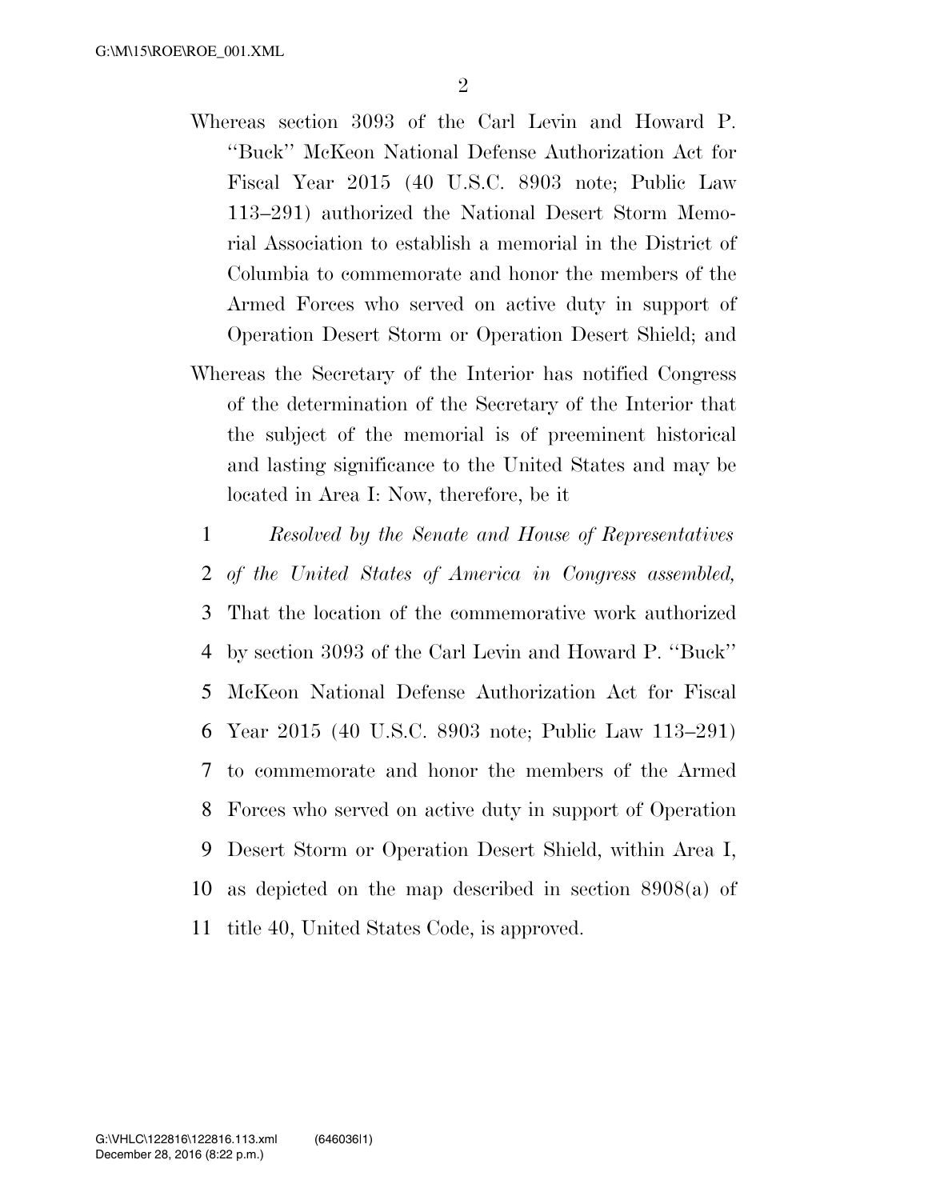Whereas section 3093 of the Carl Levin and Howard P. ''Buck'' McKeon National Defense Authorization Act for Fiscal Year 2015 (40 U.S.C. 8903 note; Public Law 113–291) authorized the National Desert Storm Memorial Association to establish a memorial in the District of Columbia to commemorate and honor the members of the Armed Forces who served on active duty in support of Operation Desert Storm or Operation Desert Shield; and

Whereas the Secretary of the Interior has notified Congress of the determination of the Secretary of the Interior that the subject of the memorial is of preeminent historical and lasting significance to the United States and may be located in Area I: Now, therefore, be it

1 *Resolved by the Senate and House of Representatives*
2 *of the United States of America in Congress assembled,*
3 That the location of the commemorative work authorized
4 by section 3093 of the Carl Levin and Howard P. ''Buck''
5 McKeon National Defense Authorization Act for Fiscal
6 Year 2015 (40 U.S.C. 8903 note; Public Law 113–291)
7 to commemorate and honor the members of the Armed
8 Forces who served on active duty in support of Operation
9 Desert Storm or Operation Desert Shield, within Area I,
10 as depicted on the map described in section 8908(a) of
11 title 40, United States Code, is approved.